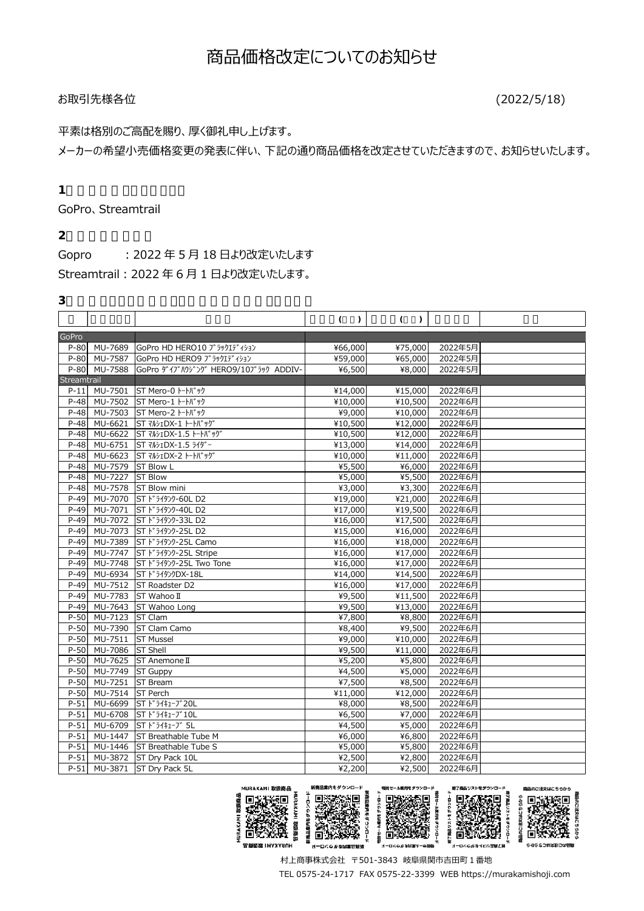# 商品価格改定についてのお知らせ

お取引先様各位　　　　　　　　　　　　　　　　　　　　　　　　　　　　　　　　(2022/5/18)

平素は格別のご高配を賜り、厚く御礼申し上げます。

メーカーの希望小売価格変更の発表に伴い、下記の通り商品価格を改定させていただきますので、お知らせいたします。

**1**

GoPro、Streamtrail

**2**

Gopro　　：2022 年 5 月 18 日より改定いたします

Streamtrail：2022 年 6 月 1 日より改定いたします。

**3**

| | | | ( ) | ( ) | | |
|---|---|---|---|---|---|---|
| GoPro | | | | | | |
| P-80 | MU-7689 | GoPro HD HERO10 ﾌﾞﾗｯｸｴﾃﾞｨｼｮﾝ | ¥66,000 | ¥75,000 | 2022年5月 | |
| P-80 | MU-7587 | GoPro HD HERO9 ﾌﾞﾗｯｸｴﾃﾞｨｼｮﾝ | ¥59,000 | ¥65,000 | 2022年5月 | |
| P-80 | MU-7588 | GoPro ﾀﾞｲﾌﾞﾊｳｼﾞﾝｸﾞ HERO9/10ﾌﾞﾗｯｸ ADDIV- | ¥6,500 | ¥8,000 | 2022年5月 | |
| Streamtrail | | | | | | |
| P-11 | MU-7501 | ST Mero-0 ﾄｰﾄﾊﾞｯｸ | ¥14,000 | ¥15,000 | 2022年6月 | |
| P-48 | MU-7502 | ST Mero-1 ﾄｰﾄﾊﾞｯｸ | ¥10,000 | ¥10,500 | 2022年6月 | |
| P-48 | MU-7503 | ST Mero-2 ﾄｰﾄﾊﾞｯｸ | ¥9,000 | ¥10,000 | 2022年6月 | |
| P-48 | MU-6621 | ST ﾏﾙｼｪDX-1 ﾄｰﾄﾊﾞｯｸﾞ | ¥10,500 | ¥12,000 | 2022年6月 | |
| P-48 | MU-6622 | ST ﾏﾙｼｪDX-1.5 ﾄｰﾄﾊﾞｯｸﾞ | ¥10,500 | ¥12,000 | 2022年6月 | |
| P-48 | MU-6751 | ST ﾏﾙｼｪDX-1.5 ﾗｲﾀﾞｰ | ¥13,000 | ¥14,000 | 2022年6月 | |
| P-48 | MU-6623 | ST ﾏﾙｼｪDX-2 ﾄｰﾄﾊﾞｯｸﾞ | ¥10,000 | ¥11,000 | 2022年6月 | |
| P-48 | MU-7579 | ST Blow L | ¥5,500 | ¥6,000 | 2022年6月 | |
| P-48 | MU-7227 | ST Blow | ¥5,000 | ¥5,500 | 2022年6月 | |
| P-48 | MU-7578 | ST Blow mini | ¥3,000 | ¥3,300 | 2022年6月 | |
| P-49 | MU-7070 | ST ﾄﾞﾗｲﾀﾝｸ-60L D2 | ¥19,000 | ¥21,000 | 2022年6月 | |
| P-49 | MU-7071 | ST ﾄﾞﾗｲﾀﾝｸ-40L D2 | ¥17,000 | ¥19,500 | 2022年6月 | |
| P-49 | MU-7072 | ST ﾄﾞﾗｲﾀﾝｸ-33L D2 | ¥16,000 | ¥17,500 | 2022年6月 | |
| P-49 | MU-7073 | ST ﾄﾞﾗｲﾀﾝｸ-25L D2 | ¥15,000 | ¥16,000 | 2022年6月 | |
| P-49 | MU-7389 | ST ﾄﾞﾗｲﾀﾝｸ-25L Camo | ¥16,000 | ¥18,000 | 2022年6月 | |
| P-49 | MU-7747 | ST ﾄﾞﾗｲﾀﾝｸ-25L Stripe | ¥16,000 | ¥17,000 | 2022年6月 | |
| P-49 | MU-7748 | ST ﾄﾞﾗｲﾀﾝｸ-25L Two Tone | ¥16,000 | ¥17,000 | 2022年6月 | |
| P-49 | MU-6934 | ST ﾄﾞﾗｲﾀﾝｸDX-18L | ¥14,000 | ¥14,500 | 2022年6月 | |
| P-49 | MU-7512 | ST Roadster D2 | ¥16,000 | ¥17,000 | 2022年6月 | |
| P-49 | MU-7783 | ST Wahoo Ⅱ | ¥9,500 | ¥11,500 | 2022年6月 | |
| P-49 | MU-7643 | ST Wahoo Long | ¥9,500 | ¥13,000 | 2022年6月 | |
| P-50 | MU-7123 | ST Clam | ¥7,800 | ¥8,800 | 2022年6月 | |
| P-50 | MU-7390 | ST Clam Camo | ¥8,400 | ¥9,500 | 2022年6月 | |
| P-50 | MU-7511 | ST Mussel | ¥9,000 | ¥10,000 | 2022年6月 | |
| P-50 | MU-7086 | ST Shell | ¥9,500 | ¥11,000 | 2022年6月 | |
| P-50 | MU-7625 | ST Anemone Ⅱ | ¥5,200 | ¥5,800 | 2022年6月 | |
| P-50 | MU-7749 | ST Guppy | ¥4,500 | ¥5,000 | 2022年6月 | |
| P-50 | MU-7251 | ST Bream | ¥7,500 | ¥8,500 | 2022年6月 | |
| P-50 | MU-7514 | ST Perch | ¥11,000 | ¥12,000 | 2022年6月 | |
| P-51 | MU-6699 | ST ﾄﾞﾗｲｷｭｰﾌﾞ20L | ¥8,000 | ¥8,500 | 2022年6月 | |
| P-51 | MU-6708 | ST ﾄﾞﾗｲｷｭｰﾌﾞ10L | ¥6,500 | ¥7,000 | 2022年6月 | |
| P-51 | MU-6709 | ST ﾄﾞﾗｲｷｭｰﾌﾞ 5L | ¥4,500 | ¥5,000 | 2022年6月 | |
| P-51 | MU-1447 | ST Breathable Tube M | ¥6,000 | ¥6,800 | 2022年6月 | |
| P-51 | MU-1446 | ST Breathable Tube S | ¥5,000 | ¥5,800 | 2022年6月 | |
| P-51 | MU-3872 | ST Dry Pack 10L | ¥2,500 | ¥2,800 | 2022年6月 | |
| P-51 | MU-3871 | ST Dry Pack 5L | ¥2,200 | ¥2,500 | 2022年6月 | |

MURAKAMI 取扱商品　新商品案内をダウンロード　特別セール案内をダウンロード　終了商品リストをダウンロード　商品のご注文はこちらから

村上商事株式会社　〒501-3843　岐阜県関市吉田町１番地

TEL 0575-24-1717　FAX 0575-22-3399　WEB https://murakamishoji.com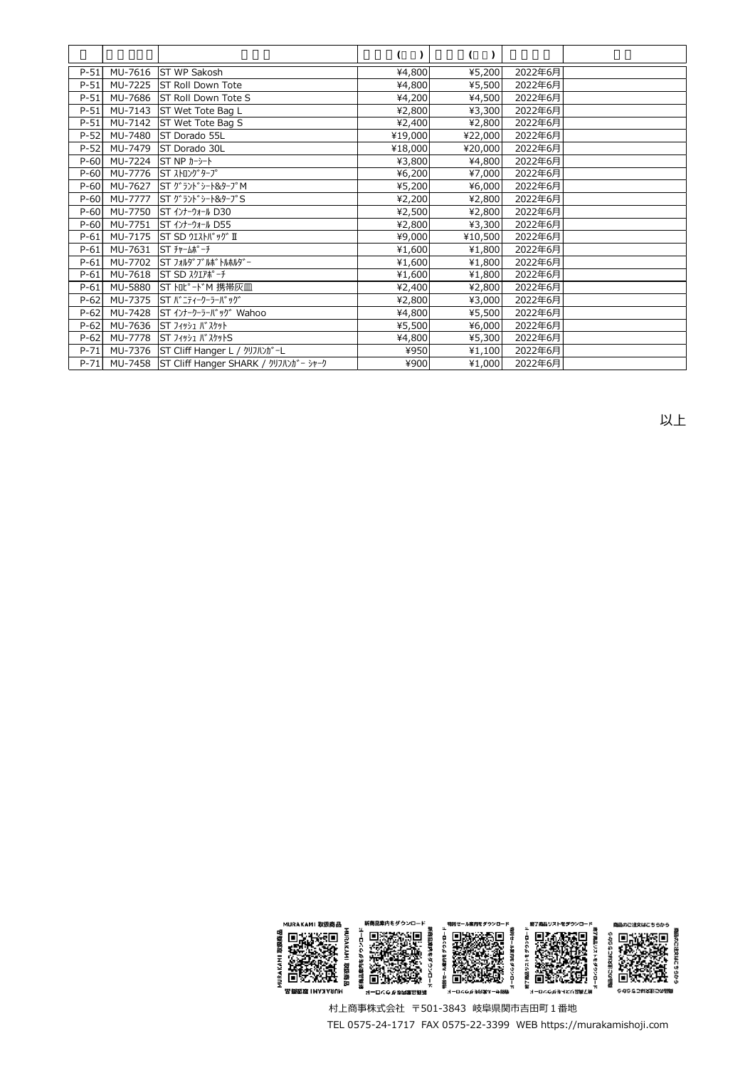| | | | ( ) | ( ) | | |
|---|---|---|---|---|---|---|
| P-51 | MU-7616 | ST WP Sakosh | ¥4,800 | ¥5,200 | 2022年6月 | |
| P-51 | MU-7225 | ST Roll Down Tote | ¥4,800 | ¥5,500 | 2022年6月 | |
| P-51 | MU-7686 | ST Roll Down Tote S | ¥4,200 | ¥4,500 | 2022年6月 | |
| P-51 | MU-7143 | ST Wet Tote Bag L | ¥2,800 | ¥3,300 | 2022年6月 | |
| P-51 | MU-7142 | ST Wet Tote Bag S | ¥2,400 | ¥2,800 | 2022年6月 | |
| P-52 | MU-7480 | ST Dorado 55L | ¥19,000 | ¥22,000 | 2022年6月 | |
| P-52 | MU-7479 | ST Dorado 30L | ¥18,000 | ¥20,000 | 2022年6月 | |
| P-60 | MU-7224 | ST NP ｶｰｼｰﾄ | ¥3,800 | ¥4,800 | 2022年6月 | |
| P-60 | MU-7776 | ST ｽﾄﾛﾝｸﾞﾀｰﾌﾟ | ¥6,200 | ¥7,000 | 2022年6月 | |
| P-60 | MU-7627 | ST ｸﾞﾗﾝﾄﾞｼｰﾄ&ﾀｰﾌﾟM | ¥5,200 | ¥6,000 | 2022年6月 | |
| P-60 | MU-7777 | ST ｸﾞﾗﾝﾄﾞｼｰﾄ&ﾀｰﾌﾟS | ¥2,200 | ¥2,800 | 2022年6月 | |
| P-60 | MU-7750 | ST ｲﾝﾅｰｳｫｰﾙ D30 | ¥2,500 | ¥2,800 | 2022年6月 | |
| P-60 | MU-7751 | ST ｲﾝﾅｰｳｫｰﾙ D55 | ¥2,800 | ¥3,300 | 2022年6月 | |
| P-61 | MU-7175 | ST SD ｳｴｽﾄﾊﾞｯｸﾞ Ⅱ | ¥9,000 | ¥10,500 | 2022年6月 | |
| P-61 | MU-7631 | ST ﾁｬｰﾑﾎﾟｰﾁ | ¥1,600 | ¥1,800 | 2022年6月 | |
| P-61 | MU-7702 | ST ﾌｫﾙﾀﾞﾌﾞﾙﾎﾞﾄﾙﾎﾙﾀﾞｰ | ¥1,600 | ¥1,800 | 2022年6月 | |
| P-61 | MU-7618 | ST SD ｽｸｴｱﾎﾟｰﾁ | ¥1,600 | ¥1,800 | 2022年6月 | |
| P-61 | MU-5880 | ST ﾄﾛﾋﾟｰﾄﾞM 携帯灰皿 | ¥2,400 | ¥2,800 | 2022年6月 | |
| P-62 | MU-7375 | ST ﾊﾞﾆﾃｨｰｸｰﾗｰﾊﾞｯｸﾞ | ¥2,800 | ¥3,000 | 2022年6月 | |
| P-62 | MU-7428 | ST ｲﾝﾅｰｸｰﾗｰﾊﾞｯｸﾞ Wahoo | ¥4,800 | ¥5,500 | 2022年6月 | |
| P-62 | MU-7636 | ST ﾌｨｯｼｭ ﾊﾞｽｹｯﾄ | ¥5,500 | ¥6,000 | 2022年6月 | |
| P-62 | MU-7778 | ST ﾌｨｯｼｭ ﾊﾞｽｹｯﾄS | ¥4,800 | ¥5,300 | 2022年6月 | |
| P-71 | MU-7376 | ST Cliff Hanger L / ｸﾘﾌﾊﾝｶﾞｰL | ¥950 | ¥1,100 | 2022年6月 | |
| P-71 | MU-7458 | ST Cliff Hanger SHARK / ｸﾘﾌﾊﾝｶﾞｰ ｼｬｰｸ | ¥900 | ¥1,000 | 2022年6月 | |

以上

MURAKAMI 取扱商品　新商品案内をダウンロード　特別セール案内をダウンロード　終了商品リストをダウンロード　商品のご注文はこちらから

村上商事株式会社　〒501-3843　岐阜県関市吉田町１番地

TEL 0575-24-1717　FAX 0575-22-3399　WEB https://murakamishoji.com